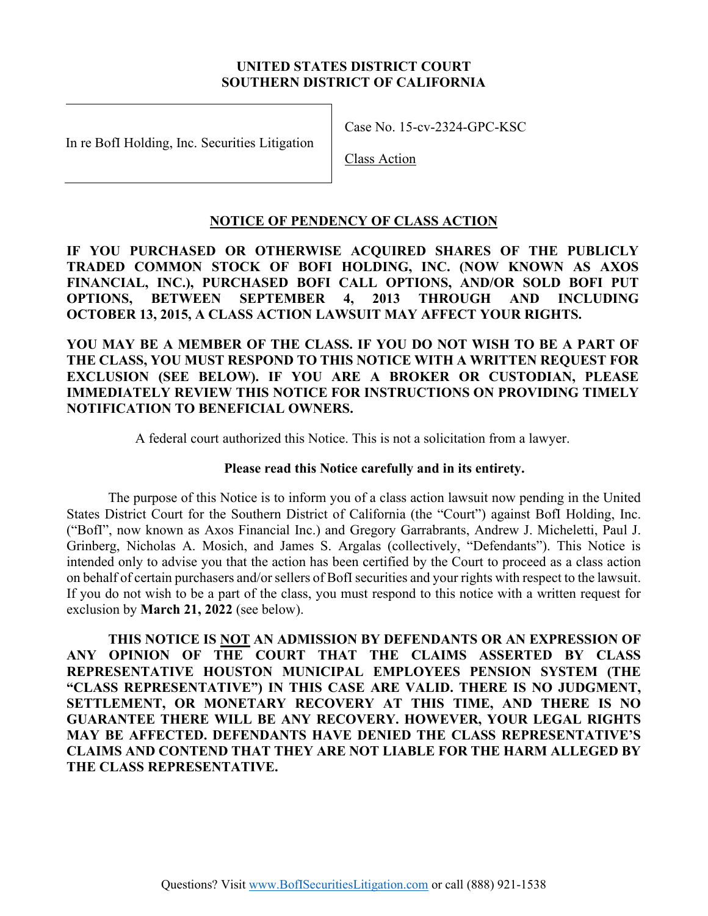**UNITED STATES DISTRICT COURT**
**SOUTHERN DISTRICT OF CALIFORNIA**

| In re BofI Holding, Inc. Securities Litigation | Case No. 15-cv-2324-GPC-KSC<br><br>Class Action |
|---|---|

# NOTICE OF PENDENCY OF CLASS ACTION

**IF YOU PURCHASED OR OTHERWISE ACQUIRED SHARES OF THE PUBLICLY TRADED COMMON STOCK OF BOFI HOLDING, INC. (NOW KNOWN AS AXOS FINANCIAL, INC.), PURCHASED BOFI CALL OPTIONS, AND/OR SOLD BOFI PUT OPTIONS, BETWEEN SEPTEMBER 4, 2013 THROUGH AND INCLUDING OCTOBER 13, 2015, A CLASS ACTION LAWSUIT MAY AFFECT YOUR RIGHTS.**

**YOU MAY BE A MEMBER OF THE CLASS. IF YOU DO NOT WISH TO BE A PART OF THE CLASS, YOU MUST RESPOND TO THIS NOTICE WITH A WRITTEN REQUEST FOR EXCLUSION (SEE BELOW). IF YOU ARE A BROKER OR CUSTODIAN, PLEASE IMMEDIATELY REVIEW THIS NOTICE FOR INSTRUCTIONS ON PROVIDING TIMELY NOTIFICATION TO BENEFICIAL OWNERS.**

A federal court authorized this Notice. This is not a solicitation from a lawyer.

**Please read this Notice carefully and in its entirety.**

The purpose of this Notice is to inform you of a class action lawsuit now pending in the United States District Court for the Southern District of California (the "Court") against BofI Holding, Inc. ("BofI", now known as Axos Financial Inc.) and Gregory Garrabrants, Andrew J. Micheletti, Paul J. Grinberg, Nicholas A. Mosich, and James S. Argalas (collectively, "Defendants"). This Notice is intended only to advise you that the action has been certified by the Court to proceed as a class action on behalf of certain purchasers and/or sellers of BofI securities and your rights with respect to the lawsuit. If you do not wish to be a part of the class, you must respond to this notice with a written request for exclusion by **March 21, 2022** (see below).

**THIS NOTICE IS NOT AN ADMISSION BY DEFENDANTS OR AN EXPRESSION OF ANY OPINION OF THE COURT THAT THE CLAIMS ASSERTED BY CLASS REPRESENTATIVE HOUSTON MUNICIPAL EMPLOYEES PENSION SYSTEM (THE "CLASS REPRESENTATIVE") IN THIS CASE ARE VALID. THERE IS NO JUDGMENT, SETTLEMENT, OR MONETARY RECOVERY AT THIS TIME, AND THERE IS NO GUARANTEE THERE WILL BE ANY RECOVERY. HOWEVER, YOUR LEGAL RIGHTS MAY BE AFFECTED. DEFENDANTS HAVE DENIED THE CLASS REPRESENTATIVE'S CLAIMS AND CONTEND THAT THEY ARE NOT LIABLE FOR THE HARM ALLEGED BY THE CLASS REPRESENTATIVE.**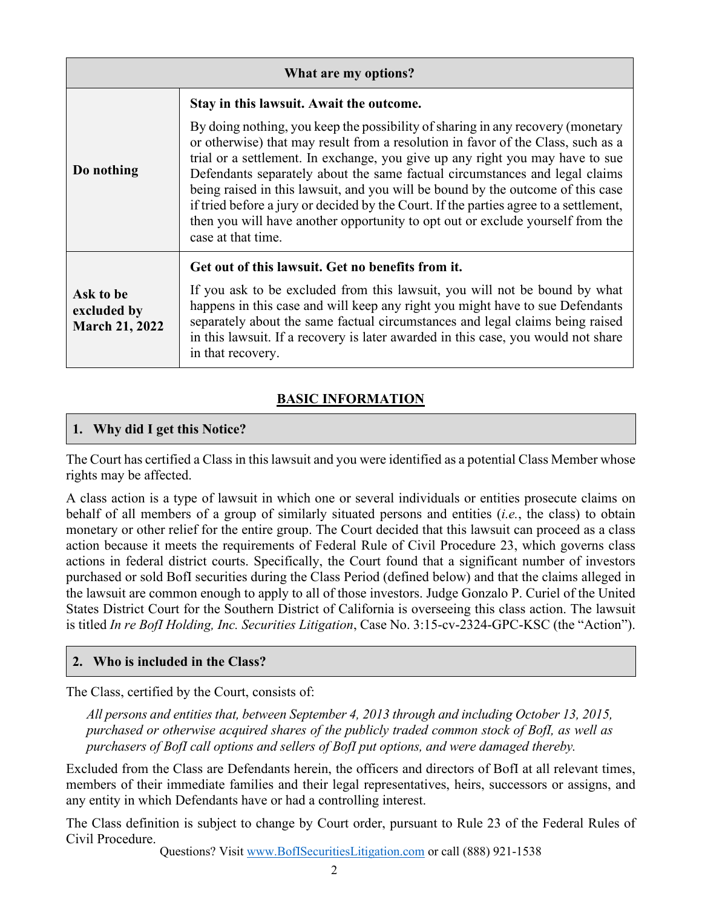| What are my options? | |
|---|---|
| **Do nothing** | **Stay in this lawsuit. Await the outcome.**<br><br>By doing nothing, you keep the possibility of sharing in any recovery (monetary or otherwise) that may result from a resolution in favor of the Class, such as a trial or a settlement. In exchange, you give up any right you may have to sue Defendants separately about the same factual circumstances and legal claims being raised in this lawsuit, and you will be bound by the outcome of this case if tried before a jury or decided by the Court. If the parties agree to a settlement, then you will have another opportunity to opt out or exclude yourself from the case at that time. |
| **Ask to be excluded by March 21, 2022** | **Get out of this lawsuit. Get no benefits from it.**<br><br>If you ask to be excluded from this lawsuit, you will not be bound by what happens in this case and will keep any right you might have to sue Defendants separately about the same factual circumstances and legal claims being raised in this lawsuit. If a recovery is later awarded in this case, you would not share in that recovery. |

## BASIC INFORMATION

### 1. Why did I get this Notice?

The Court has certified a Class in this lawsuit and you were identified as a potential Class Member whose rights may be affected.

A class action is a type of lawsuit in which one or several individuals or entities prosecute claims on behalf of all members of a group of similarly situated persons and entities (*i.e.*, the class) to obtain monetary or other relief for the entire group. The Court decided that this lawsuit can proceed as a class action because it meets the requirements of Federal Rule of Civil Procedure 23, which governs class actions in federal district courts. Specifically, the Court found that a significant number of investors purchased or sold BofI securities during the Class Period (defined below) and that the claims alleged in the lawsuit are common enough to apply to all of those investors. Judge Gonzalo P. Curiel of the United States District Court for the Southern District of California is overseeing this class action. The lawsuit is titled *In re BofI Holding, Inc. Securities Litigation*, Case No. 3:15-cv-2324-GPC-KSC (the "Action").

### 2. Who is included in the Class?

The Class, certified by the Court, consists of:

> *All persons and entities that, between September 4, 2013 through and including October 13, 2015, purchased or otherwise acquired shares of the publicly traded common stock of BofI, as well as purchasers of BofI call options and sellers of BofI put options, and were damaged thereby.*

Excluded from the Class are Defendants herein, the officers and directors of BofI at all relevant times, members of their immediate families and their legal representatives, heirs, successors or assigns, and any entity in which Defendants have or had a controlling interest.

The Class definition is subject to change by Court order, pursuant to Rule 23 of the Federal Rules of Civil Procedure.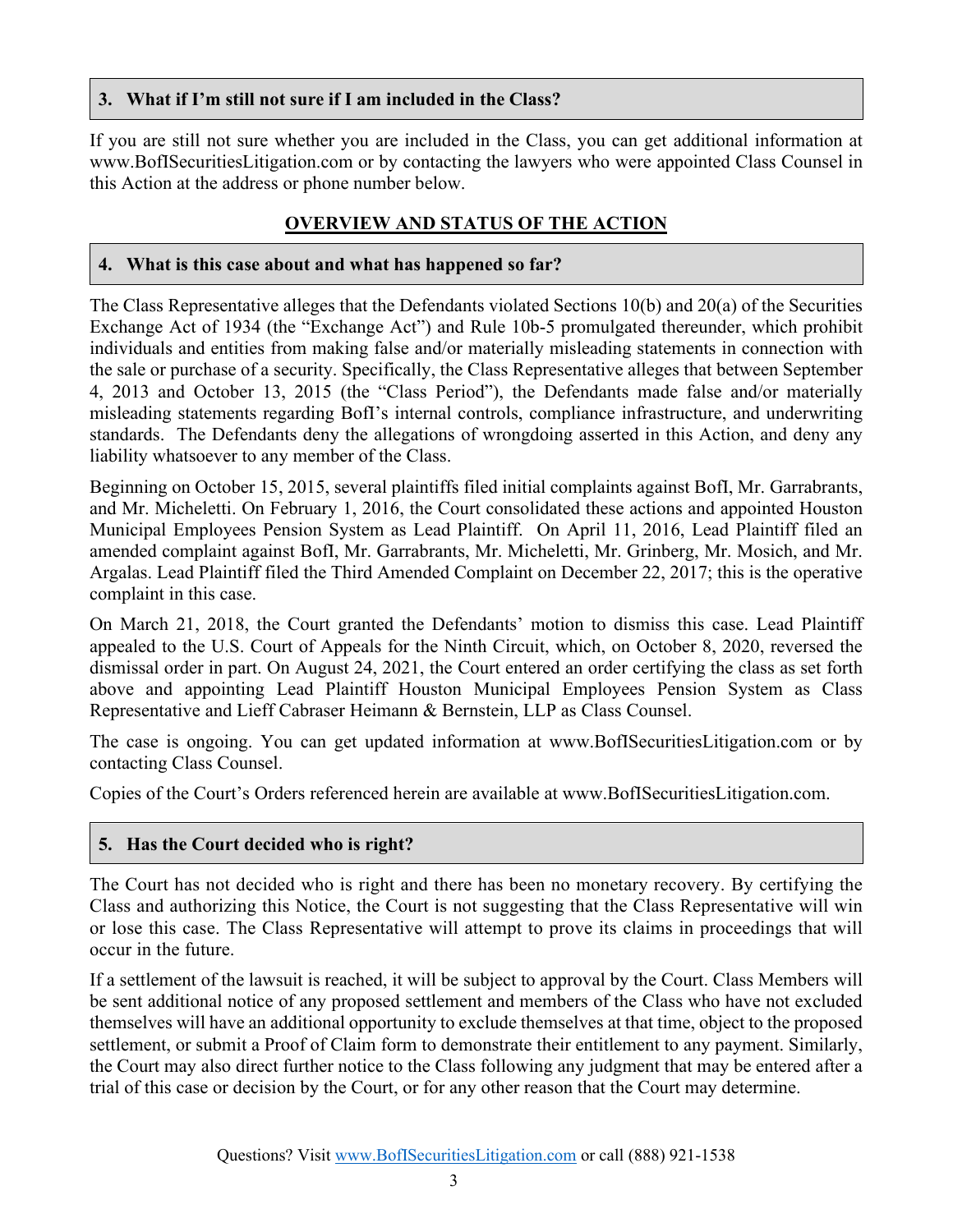### 3. What if I'm still not sure if I am included in the Class?

If you are still not sure whether you are included in the Class, you can get additional information at www.BofISecuritiesLitigation.com or by contacting the lawyers who were appointed Class Counsel in this Action at the address or phone number below.

## OVERVIEW AND STATUS OF THE ACTION

### 4. What is this case about and what has happened so far?

The Class Representative alleges that the Defendants violated Sections 10(b) and 20(a) of the Securities Exchange Act of 1934 (the "Exchange Act") and Rule 10b-5 promulgated thereunder, which prohibit individuals and entities from making false and/or materially misleading statements in connection with the sale or purchase of a security. Specifically, the Class Representative alleges that between September 4, 2013 and October 13, 2015 (the "Class Period"), the Defendants made false and/or materially misleading statements regarding BofI's internal controls, compliance infrastructure, and underwriting standards. The Defendants deny the allegations of wrongdoing asserted in this Action, and deny any liability whatsoever to any member of the Class.

Beginning on October 15, 2015, several plaintiffs filed initial complaints against BofI, Mr. Garrabrants, and Mr. Micheletti. On February 1, 2016, the Court consolidated these actions and appointed Houston Municipal Employees Pension System as Lead Plaintiff. On April 11, 2016, Lead Plaintiff filed an amended complaint against BofI, Mr. Garrabrants, Mr. Micheletti, Mr. Grinberg, Mr. Mosich, and Mr. Argalas. Lead Plaintiff filed the Third Amended Complaint on December 22, 2017; this is the operative complaint in this case.

On March 21, 2018, the Court granted the Defendants' motion to dismiss this case. Lead Plaintiff appealed to the U.S. Court of Appeals for the Ninth Circuit, which, on October 8, 2020, reversed the dismissal order in part. On August 24, 2021, the Court entered an order certifying the class as set forth above and appointing Lead Plaintiff Houston Municipal Employees Pension System as Class Representative and Lieff Cabraser Heimann & Bernstein, LLP as Class Counsel.

The case is ongoing. You can get updated information at www.BofISecuritiesLitigation.com or by contacting Class Counsel.

Copies of the Court's Orders referenced herein are available at www.BofISecuritiesLitigation.com.

### 5. Has the Court decided who is right?

The Court has not decided who is right and there has been no monetary recovery. By certifying the Class and authorizing this Notice, the Court is not suggesting that the Class Representative will win or lose this case. The Class Representative will attempt to prove its claims in proceedings that will occur in the future.

If a settlement of the lawsuit is reached, it will be subject to approval by the Court. Class Members will be sent additional notice of any proposed settlement and members of the Class who have not excluded themselves will have an additional opportunity to exclude themselves at that time, object to the proposed settlement, or submit a Proof of Claim form to demonstrate their entitlement to any payment. Similarly, the Court may also direct further notice to the Class following any judgment that may be entered after a trial of this case or decision by the Court, or for any other reason that the Court may determine.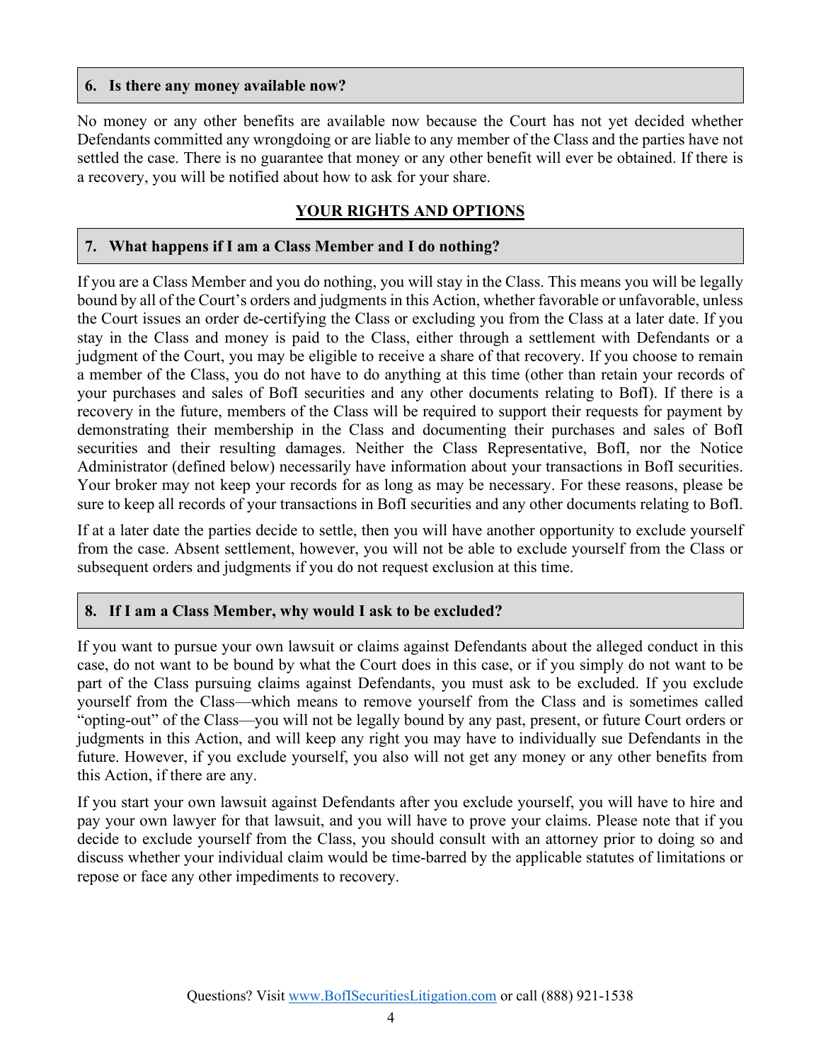### 6. Is there any money available now?

No money or any other benefits are available now because the Court has not yet decided whether Defendants committed any wrongdoing or are liable to any member of the Class and the parties have not settled the case. There is no guarantee that money or any other benefit will ever be obtained. If there is a recovery, you will be notified about how to ask for your share.

## YOUR RIGHTS AND OPTIONS

### 7. What happens if I am a Class Member and I do nothing?

If you are a Class Member and you do nothing, you will stay in the Class. This means you will be legally bound by all of the Court's orders and judgments in this Action, whether favorable or unfavorable, unless the Court issues an order de-certifying the Class or excluding you from the Class at a later date. If you stay in the Class and money is paid to the Class, either through a settlement with Defendants or a judgment of the Court, you may be eligible to receive a share of that recovery. If you choose to remain a member of the Class, you do not have to do anything at this time (other than retain your records of your purchases and sales of BofI securities and any other documents relating to BofI). If there is a recovery in the future, members of the Class will be required to support their requests for payment by demonstrating their membership in the Class and documenting their purchases and sales of BofI securities and their resulting damages. Neither the Class Representative, BofI, nor the Notice Administrator (defined below) necessarily have information about your transactions in BofI securities. Your broker may not keep your records for as long as may be necessary. For these reasons, please be sure to keep all records of your transactions in BofI securities and any other documents relating to BofI.

If at a later date the parties decide to settle, then you will have another opportunity to exclude yourself from the case. Absent settlement, however, you will not be able to exclude yourself from the Class or subsequent orders and judgments if you do not request exclusion at this time.

### 8. If I am a Class Member, why would I ask to be excluded?

If you want to pursue your own lawsuit or claims against Defendants about the alleged conduct in this case, do not want to be bound by what the Court does in this case, or if you simply do not want to be part of the Class pursuing claims against Defendants, you must ask to be excluded. If you exclude yourself from the Class—which means to remove yourself from the Class and is sometimes called "opting-out" of the Class—you will not be legally bound by any past, present, or future Court orders or judgments in this Action, and will keep any right you may have to individually sue Defendants in the future. However, if you exclude yourself, you also will not get any money or any other benefits from this Action, if there are any.

If you start your own lawsuit against Defendants after you exclude yourself, you will have to hire and pay your own lawyer for that lawsuit, and you will have to prove your claims. Please note that if you decide to exclude yourself from the Class, you should consult with an attorney prior to doing so and discuss whether your individual claim would be time-barred by the applicable statutes of limitations or repose or face any other impediments to recovery.

Questions? Visit www.BofISecuritiesLitigation.com or call (888) 921-1538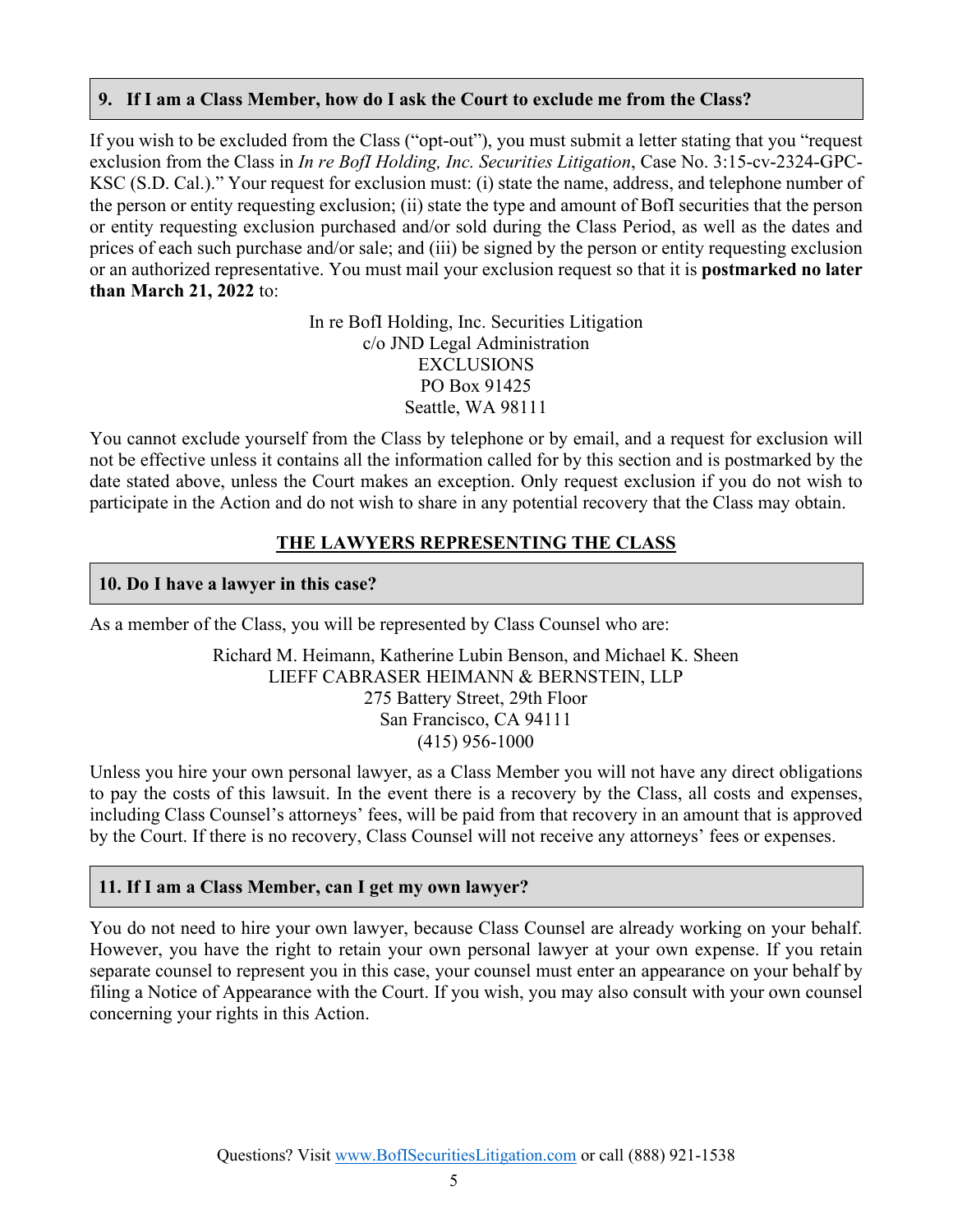### 9. If I am a Class Member, how do I ask the Court to exclude me from the Class?

If you wish to be excluded from the Class ("opt-out"), you must submit a letter stating that you "request exclusion from the Class in *In re BofI Holding, Inc. Securities Litigation*, Case No. 3:15-cv-2324-GPC-KSC (S.D. Cal.)." Your request for exclusion must: (i) state the name, address, and telephone number of the person or entity requesting exclusion; (ii) state the type and amount of BofI securities that the person or entity requesting exclusion purchased and/or sold during the Class Period, as well as the dates and prices of each such purchase and/or sale; and (iii) be signed by the person or entity requesting exclusion or an authorized representative. You must mail your exclusion request so that it is **postmarked no later than March 21, 2022** to:

In re BofI Holding, Inc. Securities Litigation
c/o JND Legal Administration
EXCLUSIONS
PO Box 91425
Seattle, WA 98111

You cannot exclude yourself from the Class by telephone or by email, and a request for exclusion will not be effective unless it contains all the information called for by this section and is postmarked by the date stated above, unless the Court makes an exception. Only request exclusion if you do not wish to participate in the Action and do not wish to share in any potential recovery that the Class may obtain.

## THE LAWYERS REPRESENTING THE CLASS

### 10. Do I have a lawyer in this case?

As a member of the Class, you will be represented by Class Counsel who are:

Richard M. Heimann, Katherine Lubin Benson, and Michael K. Sheen
LIEFF CABRASER HEIMANN & BERNSTEIN, LLP
275 Battery Street, 29th Floor
San Francisco, CA 94111
(415) 956-1000

Unless you hire your own personal lawyer, as a Class Member you will not have any direct obligations to pay the costs of this lawsuit. In the event there is a recovery by the Class, all costs and expenses, including Class Counsel's attorneys' fees, will be paid from that recovery in an amount that is approved by the Court. If there is no recovery, Class Counsel will not receive any attorneys' fees or expenses.

### 11. If I am a Class Member, can I get my own lawyer?

You do not need to hire your own lawyer, because Class Counsel are already working on your behalf. However, you have the right to retain your own personal lawyer at your own expense. If you retain separate counsel to represent you in this case, your counsel must enter an appearance on your behalf by filing a Notice of Appearance with the Court. If you wish, you may also consult with your own counsel concerning your rights in this Action.

Questions? Visit www.BofISecuritiesLitigation.com or call (888) 921-1538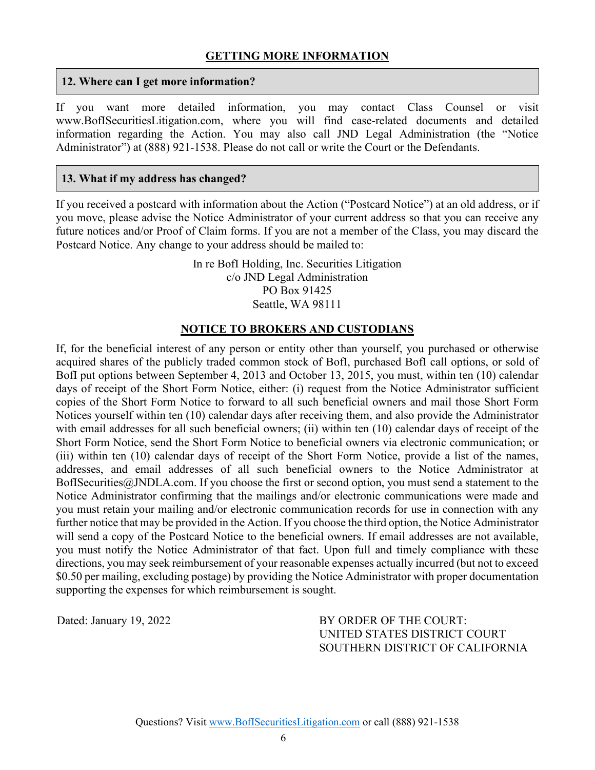## GETTING MORE INFORMATION

### 12. Where can I get more information?

If you want more detailed information, you may contact Class Counsel or visit www.BofISecuritiesLitigation.com, where you will find case-related documents and detailed information regarding the Action. You may also call JND Legal Administration (the "Notice Administrator") at (888) 921-1538. Please do not call or write the Court or the Defendants.

### 13. What if my address has changed?

If you received a postcard with information about the Action ("Postcard Notice") at an old address, or if you move, please advise the Notice Administrator of your current address so that you can receive any future notices and/or Proof of Claim forms. If you are not a member of the Class, you may discard the Postcard Notice. Any change to your address should be mailed to:

In re BofI Holding, Inc. Securities Litigation
c/o JND Legal Administration
PO Box 91425
Seattle, WA 98111

## NOTICE TO BROKERS AND CUSTODIANS

If, for the beneficial interest of any person or entity other than yourself, you purchased or otherwise acquired shares of the publicly traded common stock of BofI, purchased BofI call options, or sold of BofI put options between September 4, 2013 and October 13, 2015, you must, within ten (10) calendar days of receipt of the Short Form Notice, either: (i) request from the Notice Administrator sufficient copies of the Short Form Notice to forward to all such beneficial owners and mail those Short Form Notices yourself within ten (10) calendar days after receiving them, and also provide the Administrator with email addresses for all such beneficial owners; (ii) within ten (10) calendar days of receipt of the Short Form Notice, send the Short Form Notice to beneficial owners via electronic communication; or (iii) within ten (10) calendar days of receipt of the Short Form Notice, provide a list of the names, addresses, and email addresses of all such beneficial owners to the Notice Administrator at BofISecurities@JNDLA.com. If you choose the first or second option, you must send a statement to the Notice Administrator confirming that the mailings and/or electronic communications were made and you must retain your mailing and/or electronic communication records for use in connection with any further notice that may be provided in the Action. If you choose the third option, the Notice Administrator will send a copy of the Postcard Notice to the beneficial owners. If email addresses are not available, you must notify the Notice Administrator of that fact. Upon full and timely compliance with these directions, you may seek reimbursement of your reasonable expenses actually incurred (but not to exceed $0.50 per mailing, excluding postage) by providing the Notice Administrator with proper documentation supporting the expenses for which reimbursement is sought.

Dated: January 19, 2022

BY ORDER OF THE COURT:
UNITED STATES DISTRICT COURT
SOUTHERN DISTRICT OF CALIFORNIA

Questions? Visit www.BofISecuritiesLitigation.com or call (888) 921-1538